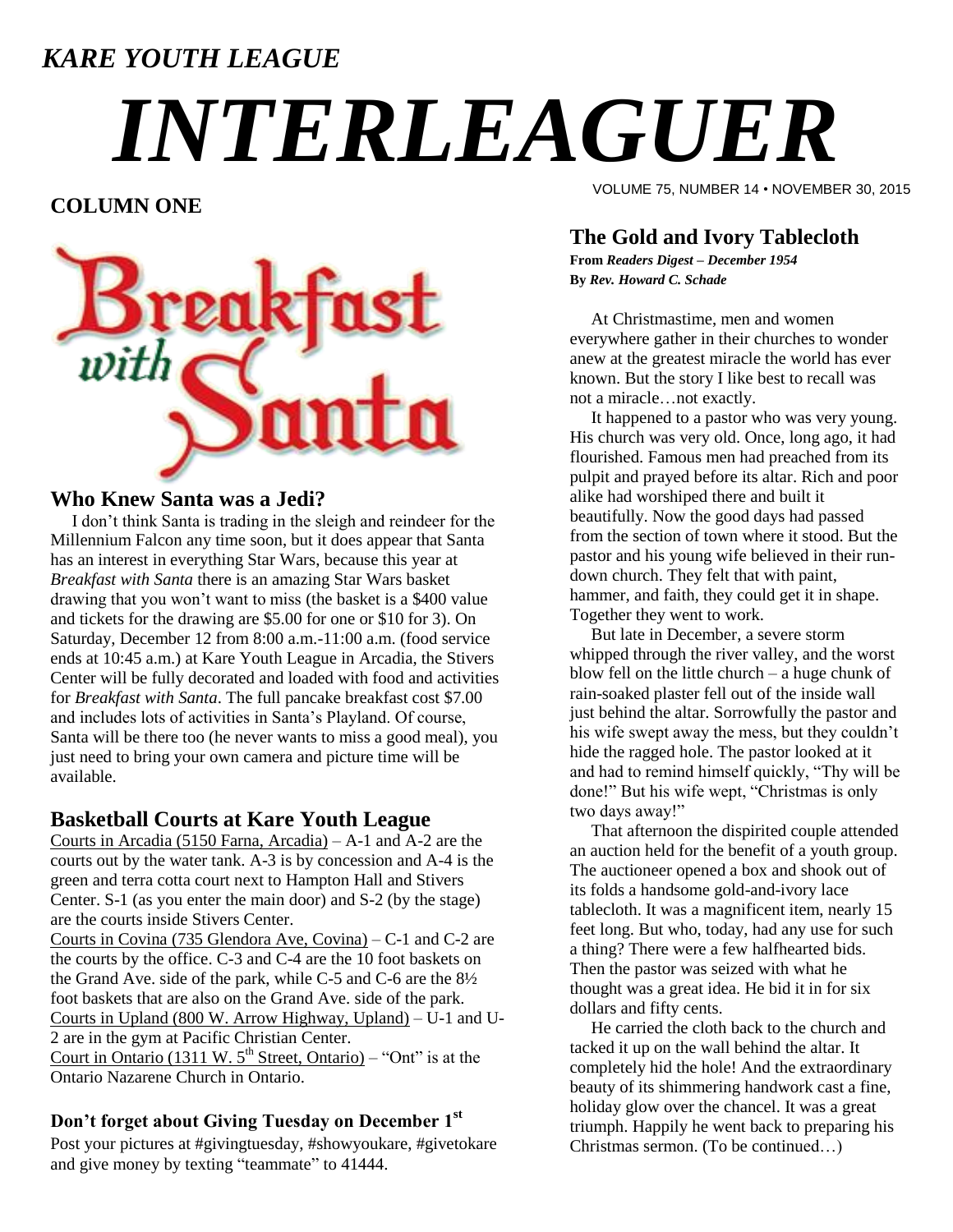*KARE YOUTH LEAGUE*

# *INTERLEAGUER*

VOLUME 75, NUMBER 14 • NOVEMBER 30, 2015

## COLUMN ONE

Breakfast with Santa

### Who Knew Santa was a Jedi?

I don't think Santa is trading in the sleigh and reindeer for the Millennium Falcon any time soon, but it does appear that Santa has an interest in everything Star Wars, because this year at *Breakfast with Santa* there is an amazing Star Wars basket drawing that you won't want to miss (the basket is a $400 value and tickets for the drawing are $5.00 for one or $10 for 3). On Saturday, December 12 from 8:00 a.m.-11:00 a.m. (food service ends at 10:45 a.m.) at Kare Youth League in Arcadia, the Stivers Center will be fully decorated and loaded with food and activities for *Breakfast with Santa*. The full pancake breakfast cost $7.00 and includes lots of activities in Santa's Playland. Of course, Santa will be there too (he never wants to miss a good meal), you just need to bring your own camera and picture time will be available.

### Basketball Courts at Kare Youth League

Courts in Arcadia (5150 Farna, Arcadia) – A-1 and A-2 are the courts out by the water tank. A-3 is by concession and A-4 is the green and terra cotta court next to Hampton Hall and Stivers Center. S-1 (as you enter the main door) and S-2 (by the stage) are the courts inside Stivers Center.

Courts in Covina (735 Glendora Ave, Covina) – C-1 and C-2 are the courts by the office. C-3 and C-4 are the 10 foot baskets on the Grand Ave. side of the park, while C-5 and C-6 are the 8½ foot baskets that are also on the Grand Ave. side of the park.

Courts in Upland (800 W. Arrow Highway, Upland) – U-1 and U-2 are in the gym at Pacific Christian Center.

Court in Ontario (1311 W. 5th Street, Ontario) – "Ont" is at the Ontario Nazarene Church in Ontario.

### Don't forget about Giving Tuesday on December 1st

Post your pictures at #givingtuesday, #showyoukare, #givetokare and give money by texting "teammate" to 41444.

## The Gold and Ivory Tablecloth

**From *Readers Digest – December 1954***
**By *Rev. Howard C. Schade***

At Christmastime, men and women everywhere gather in their churches to wonder anew at the greatest miracle the world has ever known. But the story I like best to recall was not a miracle…not exactly.

It happened to a pastor who was very young. His church was very old. Once, long ago, it had flourished. Famous men had preached from its pulpit and prayed before its altar. Rich and poor alike had worshiped there and built it beautifully. Now the good days had passed from the section of town where it stood. But the pastor and his young wife believed in their run-down church. They felt that with paint, hammer, and faith, they could get it in shape. Together they went to work.

But late in December, a severe storm whipped through the river valley, and the worst blow fell on the little church – a huge chunk of rain-soaked plaster fell out of the inside wall just behind the altar. Sorrowfully the pastor and his wife swept away the mess, but they couldn't hide the ragged hole. The pastor looked at it and had to remind himself quickly, "Thy will be done!" But his wife wept, "Christmas is only two days away!"

That afternoon the dispirited couple attended an auction held for the benefit of a youth group. The auctioneer opened a box and shook out of its folds a handsome gold-and-ivory lace tablecloth. It was a magnificent item, nearly 15 feet long. But who, today, had any use for such a thing? There were a few halfhearted bids. Then the pastor was seized with what he thought was a great idea. He bid it in for six dollars and fifty cents.

He carried the cloth back to the church and tacked it up on the wall behind the altar. It completely hid the hole! And the extraordinary beauty of its shimmering handwork cast a fine, holiday glow over the chancel. It was a great triumph. Happily he went back to preparing his Christmas sermon. (To be continued…)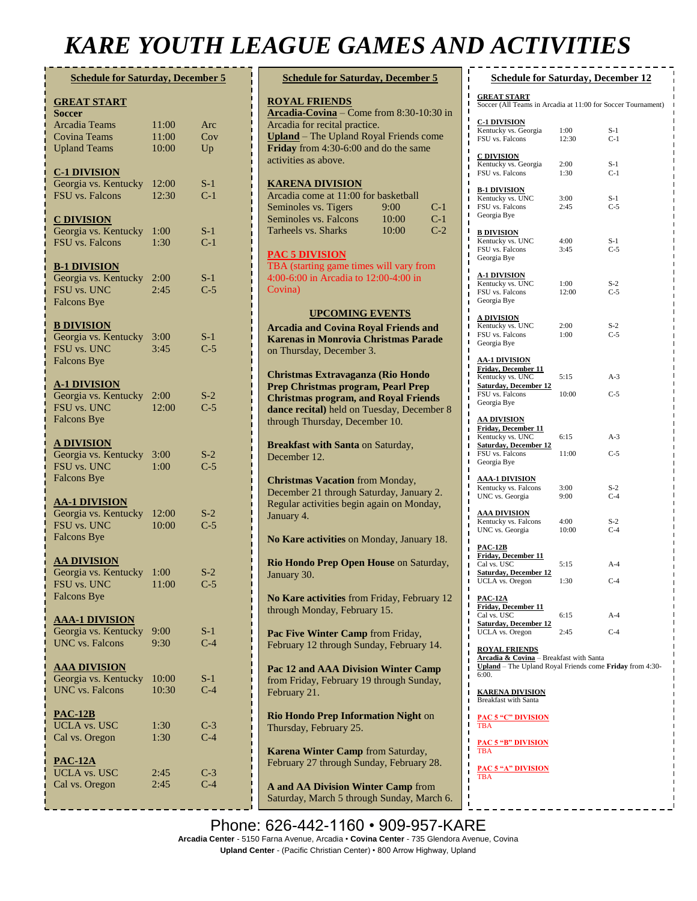# KARE YOUTH LEAGUE GAMES AND ACTIVITIES

## Schedule for Saturday, December 5

### GREAT START

**Soccer**

| | | |
|---|---|---|
| Arcadia Teams | 11:00 | Arc |
| Covina Teams | 11:00 | Cov |
| Upland Teams | 10:00 | Up |

### C-1 DIVISION

| | | |
|---|---|---|
| Georgia vs. Kentucky | 12:00 | S-1 |
| FSU vs. Falcons | 12:30 | C-1 |

### C DIVISION

| | | |
|---|---|---|
| Georgia vs. Kentucky | 1:00 | S-1 |
| FSU vs. Falcons | 1:30 | C-1 |

### B-1 DIVISION

| | | |
|---|---|---|
| Georgia vs. Kentucky | 2:00 | S-1 |
| FSU vs. UNC | 2:45 | C-5 |
| Falcons Bye | | |

### B DIVISION

| | | |
|---|---|---|
| Georgia vs. Kentucky | 3:00 | S-1 |
| FSU vs. UNC | 3:45 | C-5 |
| Falcons Bye | | |

### A-1 DIVISION

| | | |
|---|---|---|
| Georgia vs. Kentucky | 2:00 | S-2 |
| FSU vs. UNC | 12:00 | C-5 |
| Falcons Bye | | |

### A DIVISION

| | | |
|---|---|---|
| Georgia vs. Kentucky | 3:00 | S-2 |
| FSU vs. UNC | 1:00 | C-5 |
| Falcons Bye | | |

### AA-1 DIVISION

| | | |
|---|---|---|
| Georgia vs. Kentucky | 12:00 | S-2 |
| FSU vs. UNC | 10:00 | C-5 |
| Falcons Bye | | |

### AA DIVISION

| | | |
|---|---|---|
| Georgia vs. Kentucky | 1:00 | S-2 |
| FSU vs. UNC | 11:00 | C-5 |
| Falcons Bye | | |

### AAA-1 DIVISION

| | | |
|---|---|---|
| Georgia vs. Kentucky | 9:00 | S-1 |
| UNC vs. Falcons | 9:30 | C-4 |

### AAA DIVISION

| | | |
|---|---|---|
| Georgia vs. Kentucky | 10:00 | S-1 |
| UNC vs. Falcons | 10:30 | C-4 |

### PAC-12B

| | | |
|---|---|---|
| UCLA vs. USC | 1:30 | C-3 |
| Cal vs. Oregon | 1:30 | C-4 |

### PAC-12A

| | | |
|---|---|---|
| UCLA vs. USC | 2:45 | C-3 |
| Cal vs. Oregon | 2:45 | C-4 |

## Schedule for Saturday, December 5

### ROYAL FRIENDS

**Arcadia-Covina** – Come from 8:30-10:30 in Arcadia for recital practice.
**Upland** – The Upland Royal Friends come **Friday** from 4:30-6:00 and do the same activities as above.

### KARENA DIVISION

Arcadia come at 11:00 for basketball

| | | |
|---|---|---|
| Seminoles vs. Tigers | 9:00 | C-1 |
| Seminoles vs. Falcons | 10:00 | C-1 |
| Tarheels vs. Sharks | 10:00 | C-2 |

### PAC 5 DIVISION

TBA (starting game times will vary from 4:00-6:00 in Arcadia to 12:00-4:00 in Covina)

### UPCOMING EVENTS

**Arcadia and Covina Royal Friends and Karenas in Monrovia Christmas Parade** on Thursday, December 3.

**Christmas Extravaganza (Rio Hondo Prep Christmas program, Pearl Prep Christmas program, and Royal Friends dance recital)** held on Tuesday, December 8 through Thursday, December 10.

**Breakfast with Santa** on Saturday, December 12.

**Christmas Vacation** from Monday, December 21 through Saturday, January 2. Regular activities begin again on Monday, January 4.

**No Kare activities** on Monday, January 18.

**Rio Hondo Prep Open House** on Saturday, January 30.

**No Kare activities** from Friday, February 12 through Monday, February 15.

**Pac Five Winter Camp** from Friday, February 12 through Sunday, February 14.

**Pac 12 and AAA Division Winter Camp** from Friday, February 19 through Sunday, February 21.

**Rio Hondo Prep Information Night** on Thursday, February 25.

**Karena Winter Camp** from Saturday, February 27 through Sunday, February 28.

**A and AA Division Winter Camp** from Saturday, March 5 through Sunday, March 6.

## Schedule for Saturday, December 12

### GREAT START

Soccer (All Teams in Arcadia at 11:00 for Soccer Tournament)

### C-1 DIVISION

| | | |
|---|---|---|
| Kentucky vs. Georgia | 1:00 | S-1 |
| FSU vs. Falcons | 12:30 | C-1 |

### C DIVISION

| | | |
|---|---|---|
| Kentucky vs. Georgia | 2:00 | S-1 |
| FSU vs. Falcons | 1:30 | C-1 |

### B-1 DIVISION

| | | |
|---|---|---|
| Kentucky vs. UNC | 3:00 | S-1 |
| FSU vs. Falcons | 2:45 | C-5 |
| Georgia Bye | | |

### B DIVISION

| | | |
|---|---|---|
| Kentucky vs. UNC | 4:00 | S-1 |
| FSU vs. Falcons | 3:45 | C-5 |
| Georgia Bye | | |

### A-1 DIVISION

| | | |
|---|---|---|
| Kentucky vs. UNC | 1:00 | S-2 |
| FSU vs. Falcons | 12:00 | C-5 |
| Georgia Bye | | |

### A DIVISION

| | | |
|---|---|---|
| Kentucky vs. UNC | 2:00 | S-2 |
| FSU vs. Falcons | 1:00 | C-5 |
| Georgia Bye | | |

### AA-1 DIVISION

| | | |
|---|---|---|
| **Friday, December 11** | | |
| Kentucky vs. UNC | 5:15 | A-3 |
| **Saturday, December 12** | | |
| FSU vs. Falcons | 10:00 | C-5 |
| Georgia Bye | | |

### AA DIVISION

| | | |
|---|---|---|
| **Friday, December 11** | | |
| Kentucky vs. UNC | 6:15 | A-3 |
| **Saturday, December 12** | | |
| FSU vs. Falcons | 11:00 | C-5 |
| Georgia Bye | | |

### AAA-1 DIVISION

| | | |
|---|---|---|
| Kentucky vs. Falcons | 3:00 | S-2 |
| UNC vs. Georgia | 9:00 | C-4 |

### AAA DIVISION

| | | |
|---|---|---|
| Kentucky vs. Falcons | 4:00 | S-2 |
| UNC vs. Georgia | 10:00 | C-4 |

### PAC-12B

| | | |
|---|---|---|
| **Friday, December 11** | | |
| Cal vs. USC | 5:15 | A-4 |
| **Saturday, December 12** | | |
| UCLA vs. Oregon | 1:30 | C-4 |

### PAC-12A

| | | |
|---|---|---|
| **Friday, December 11** | | |
| Cal vs. USC | 6:15 | A-4 |
| **Saturday, December 12** | | |
| UCLA vs. Oregon | 2:45 | C-4 |

### ROYAL FRIENDS

**Arcadia & Covina** – Breakfast with Santa
**Upland** – The Upland Royal Friends come **Friday** from 4:30-6:00.

### KARENA DIVISION

Breakfast with Santa

### PAC 5 "C" DIVISION

TBA

### PAC 5 "B" DIVISION

TBA

### PAC 5 "A" DIVISION

TBA

Phone: 626-442-1160 • 909-957-KARE

**Arcadia Center** - 5150 Farna Avenue, Arcadia • **Covina Center** - 735 Glendora Avenue, Covina
**Upland Center** - (Pacific Christian Center) • 800 Arrow Highway, Upland